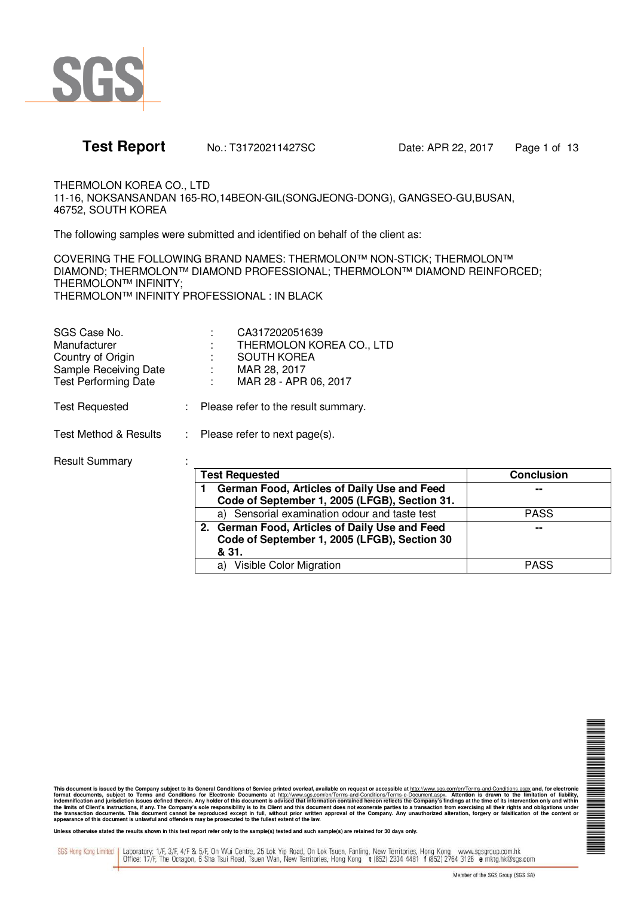# Test Report

No.: T31720211427SC　　Date: APR 22, 2017

THERMOLON KOREA CO., LTD
11-16, NOKSANSANDAN 165-RO,14BEON-GIL(SONGJEONG-DONG), GANGSEO-GU,BUSAN, 46752, SOUTH KOREA

The following samples were submitted and identified on behalf of the client as:

COVERING THE FOLLOWING BRAND NAMES: THERMOLON™ NON-STICK; THERMOLON™ DIAMOND; THERMOLON™ DIAMOND PROFESSIONAL; THERMOLON™ DIAMOND REINFORCED; THERMOLON™ INFINITY;
THERMOLON™ INFINITY PROFESSIONAL : IN BLACK

| | | |
|---|---|---|
| SGS Case No. | : | CA317202051639 |
| Manufacturer | : | THERMOLON KOREA CO., LTD |
| Country of Origin | : | SOUTH KOREA |
| Sample Receiving Date | : | MAR 28, 2017 |
| Test Performing Date | : | MAR 28 - APR 06, 2017 |

Test Requested　:　Please refer to the result summary.

Test Method & Results　:　Please refer to next page(s).

Result Summary　:

| Test Requested | Conclusion |
|---|---|
| **1 German Food, Articles of Daily Use and Feed Code of September 1, 2005 (LFGB), Section 31.** | **--** |
| a) Sensorial examination odour and taste test | PASS |
| **2. German Food, Articles of Daily Use and Feed Code of September 1, 2005 (LFGB), Section 30 & 31.** | **--** |
| a) Visible Color Migration | PASS |

This document is issued by the Company subject to its General Conditions of Service printed overleaf, available on request or accessible at http://www.sgs.com/en/Terms-and-Conditions.aspx and, for electronic format documents, subject to Terms and Conditions for Electronic Documents at http://www.sgs.com/en/Terms-and-Conditions/Terms-e-Document.aspx. Attention is drawn to the limitation of liability, indemnification and jurisdiction issues defined therein. Any holder of this document is advised that information contained hereon reflects the Company's findings at the time of its intervention only and within the limits of Client's instructions, if any. The Company's sole responsibility is to its Client and this document does not exonerate parties to a transaction from exercising all their rights and obligations under the transaction documents. This document cannot be reproduced except in full, without prior written approval of the Company. Any unauthorized alteration, forgery or falsification of the content or appearance of this document is unlawful and offenders may be prosecuted to the fullest extent of the law.

Unless otherwise stated the results shown in this test report refer only to the sample(s) tested and such sample(s) are retained for 30 days only.

SGS Hong Kong Limited | Laboratory: 1/F, 3/F, 4/F & 5/F, On Wui Centre, 25 Lok Yip Road, On Lok Tsuen, Fanling, New Territories, Hong Kong www.sgsgroup.com.hk
Office: 17/F, The Octagon, 6 Sha Tsui Road, Tsuen Wan, New Territories, Hong Kong t (852) 2334 4481 f (852) 2764 3126 e mktg.hk@sgs.com

Member of the SGS Group (SGS SA)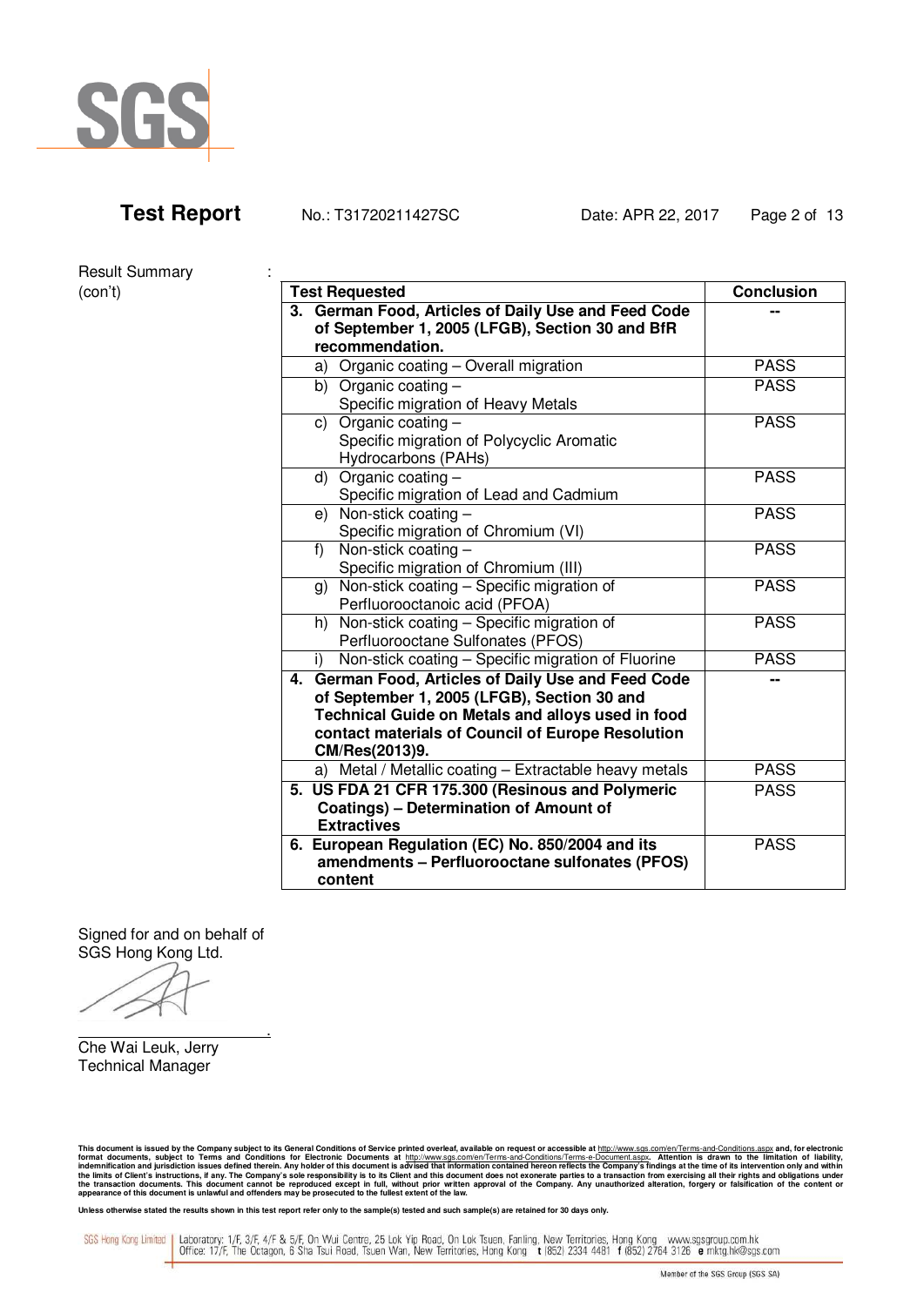Result Summary (con't) :

| Test Requested | Conclusion |
|---|---|
| **3. German Food, Articles of Daily Use and Feed Code of September 1, 2005 (LFGB), Section 30 and BfR recommendation.** | -- |
| a) Organic coating – Overall migration | PASS |
| b) Organic coating – Specific migration of Heavy Metals | PASS |
| c) Organic coating – Specific migration of Polycyclic Aromatic Hydrocarbons (PAHs) | PASS |
| d) Organic coating – Specific migration of Lead and Cadmium | PASS |
| e) Non-stick coating – Specific migration of Chromium (VI) | PASS |
| f) Non-stick coating – Specific migration of Chromium (III) | PASS |
| g) Non-stick coating – Specific migration of Perfluorooctanoic acid (PFOA) | PASS |
| h) Non-stick coating – Specific migration of Perfluorooctane Sulfonates (PFOS) | PASS |
| i) Non-stick coating – Specific migration of Fluorine | PASS |
| **4. German Food, Articles of Daily Use and Feed Code of September 1, 2005 (LFGB), Section 30 and Technical Guide on Metals and alloys used in food contact materials of Council of Europe Resolution CM/Res(2013)9.** | -- |
| a) Metal / Metallic coating – Extractable heavy metals | PASS |
| **5. US FDA 21 CFR 175.300 (Resinous and Polymeric Coatings) – Determination of Amount of Extractives** | PASS |
| **6. European Regulation (EC) No. 850/2004 and its amendments – Perfluorooctane sulfonates (PFOS) content** | PASS |

Signed for and on behalf of
SGS Hong Kong Ltd.

Che Wai Leuk, Jerry
Technical Manager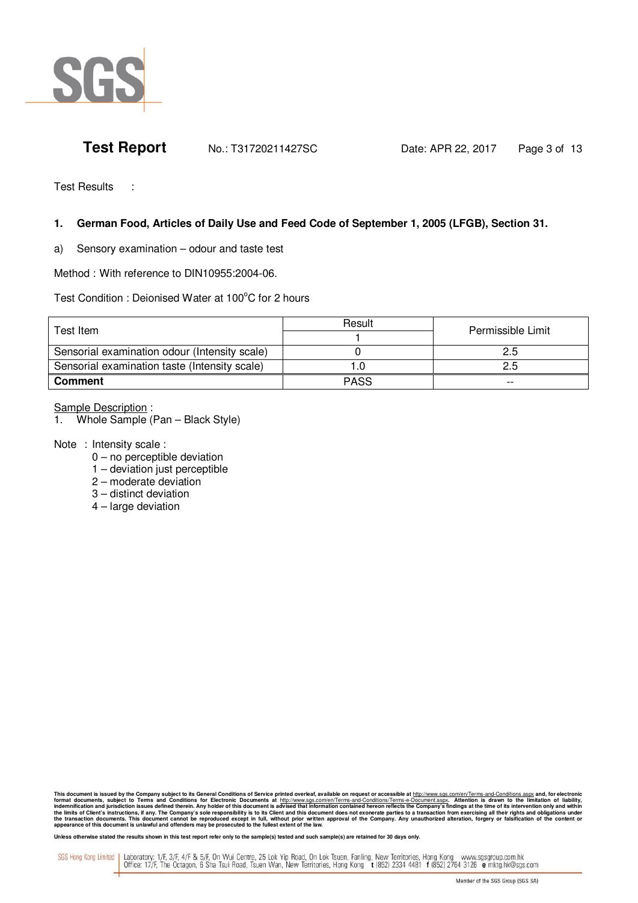Test Results :

**1. German Food, Articles of Daily Use and Feed Code of September 1, 2005 (LFGB), Section 31.**

a) Sensory examination – odour and taste test

Method : With reference to DIN10955:2004-06.

Test Condition : Deionised Water at 100$^{o}$C for 2 hours

| Test Item | Result | Permissible Limit |
|---|---|---|
| | 1 | |
| Sensorial examination odour (Intensity scale) | 0 | 2.5 |
| Sensorial examination taste (Intensity scale) | 1.0 | 2.5 |
| **Comment** | PASS | -- |

Sample Description :

1. Whole Sample (Pan – Black Style)

Note : Intensity scale :

- 0 – no perceptible deviation
- 1 – deviation just perceptible
- 2 – moderate deviation
- 3 – distinct deviation
- 4 – large deviation

**This document is issued by the Company subject to its General Conditions of Service printed overleaf, available on request or accessible at http://www.sgs.com/en/Terms-and-Conditions.aspx and, for electronic format documents, subject to Terms and Conditions for Electronic Documents at http://www.sgs.com/en/Terms-and-Conditions/Terms-e-Document.aspx. Attention is drawn to the limitation of liability, indemnification and jurisdiction issues defined therein. Any holder of this document is advised that information contained hereon reflects the Company's findings at the time of its intervention only and within the limits of Client's instructions, if any. The Company's sole responsibility is to its Client and this document does not exonerate parties to a transaction from exercising all their rights and obligations under the transaction documents. This document cannot be reproduced except in full, without prior written approval of the Company. Any unauthorized alteration, forgery or falsification of the content or appearance of this document is unlawful and offenders may be prosecuted to the fullest extent of the law.**

**Unless otherwise stated the results shown in this test report refer only to the sample(s) tested and such sample(s) are retained for 30 days only.**

SGS Hong Kong Limited | Laboratory: 1/F, 3/F, 4/F & 5/F, On Wui Centre, 25 Lok Yip Road, On Lok Tsuen, Fanling, New Territories, Hong Kong www.sgsgroup.com.hk
Office: 17/F, The Octagon, 6 Sha Tsui Road, Tsuen Wan, New Territories, Hong Kong t (852) 2334 4481 f (852) 2764 3126 e mktg.hk@sgs.com

Member of the SGS Group (SGS SA)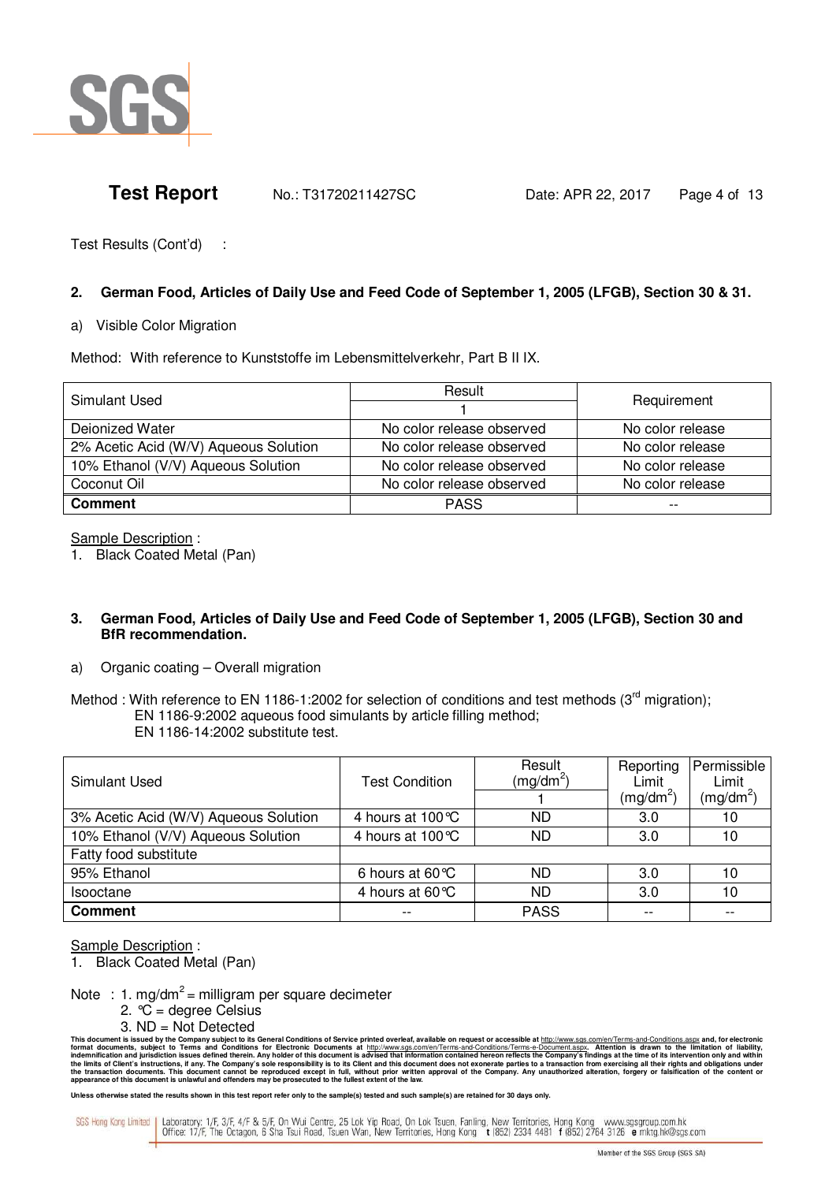Test Results (Cont'd) :

**2. German Food, Articles of Daily Use and Feed Code of September 1, 2005 (LFGB), Section 30 & 31.**

a) Visible Color Migration

Method: With reference to Kunststoffe im Lebensmittelverkehr, Part B II IX.

| Simulant Used | Result | Requirement |
|---|---|---|
| | 1 | |
| Deionized Water | No color release observed | No color release |
| 2% Acetic Acid (W/V) Aqueous Solution | No color release observed | No color release |
| 10% Ethanol (V/V) Aqueous Solution | No color release observed | No color release |
| Coconut Oil | No color release observed | No color release |
| **Comment** | PASS | -- |

Sample Description :
1. Black Coated Metal (Pan)

**3. German Food, Articles of Daily Use and Feed Code of September 1, 2005 (LFGB), Section 30 and BfR recommendation.**

a) Organic coating – Overall migration

Method : With reference to EN 1186-1:2002 for selection of conditions and test methods (3rd migration);
EN 1186-9:2002 aqueous food simulants by article filling method;
EN 1186-14:2002 substitute test.

| Simulant Used | Test Condition | Result ($mg/dm^2$) | Reporting Limit ($mg/dm^2$) | Permissible Limit ($mg/dm^2$) |
|---|---|---|---|---|
| | | 1 | | |
| 3% Acetic Acid (W/V) Aqueous Solution | 4 hours at 100℃ | ND | 3.0 | 10 |
| 10% Ethanol (V/V) Aqueous Solution | 4 hours at 100℃ | ND | 3.0 | 10 |
| Fatty food substitute | | | | |
| 95% Ethanol | 6 hours at 60℃ | ND | 3.0 | 10 |
| Isooctane | 4 hours at 60℃ | ND | 3.0 | 10 |
| **Comment** | -- | PASS | -- | -- |

Sample Description :
1. Black Coated Metal (Pan)

Note : 1. $mg/dm^2$ = milligram per square decimeter
2. ℃ = degree Celsius
3. ND = Not Detected

This document is issued by the Company subject to its General Conditions of Service printed overleaf, available on request or accessible at http://www.sgs.com/en/Terms-and-Conditions.aspx and, for electronic format documents, subject to Terms and Conditions for Electronic Documents at http://www.sgs.com/en/Terms-and-Conditions/Terms-e-Document.aspx. Attention is drawn to the limitation of liability, indemnification and jurisdiction issues defined therein. Any holder of this document is advised that information contained hereon reflects the Company's findings at the time of its intervention only and within the limits of Client's instructions, if any. The Company's sole responsibility is to its Client and this document does not exonerate parties to a transaction from exercising all their rights and obligations under the transaction documents. This document cannot be reproduced except in full, without prior written approval of the Company. Any unauthorized alteration, forgery or falsification of the content or appearance of this document is unlawful and offenders may be prosecuted to the fullest extent of the law.

Unless otherwise stated the results shown in this test report refer only to the sample(s) tested and such sample(s) are retained for 30 days only.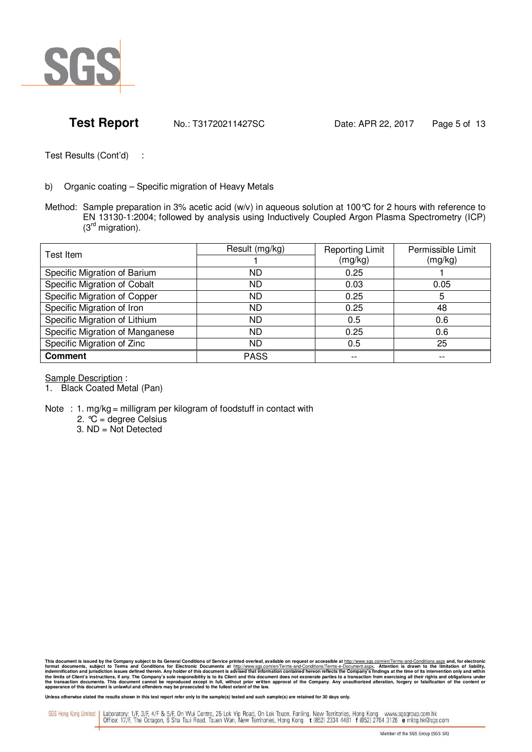Test Results (Cont'd) :

b) Organic coating – Specific migration of Heavy Metals

Method: Sample preparation in 3% acetic acid (w/v) in aqueous solution at 100℃ for 2 hours with reference to EN 13130-1:2004; followed by analysis using Inductively Coupled Argon Plasma Spectrometry (ICP) ($3^{rd}$ migration).

| Test Item | Result (mg/kg) | Reporting Limit (mg/kg) | Permissible Limit (mg/kg) |
|---|---|---|---|
| | 1 | | |
| Specific Migration of Barium | ND | 0.25 | 1 |
| Specific Migration of Cobalt | ND | 0.03 | 0.05 |
| Specific Migration of Copper | ND | 0.25 | 5 |
| Specific Migration of Iron | ND | 0.25 | 48 |
| Specific Migration of Lithium | ND | 0.5 | 0.6 |
| Specific Migration of Manganese | ND | 0.25 | 0.6 |
| Specific Migration of Zinc | ND | 0.5 | 25 |
| **Comment** | PASS | -- | -- |

Sample Description :

1. Black Coated Metal (Pan)

Note : 1. mg/kg = milligram per kilogram of foodstuff in contact with
2. ℃ = degree Celsius
3. ND = Not Detected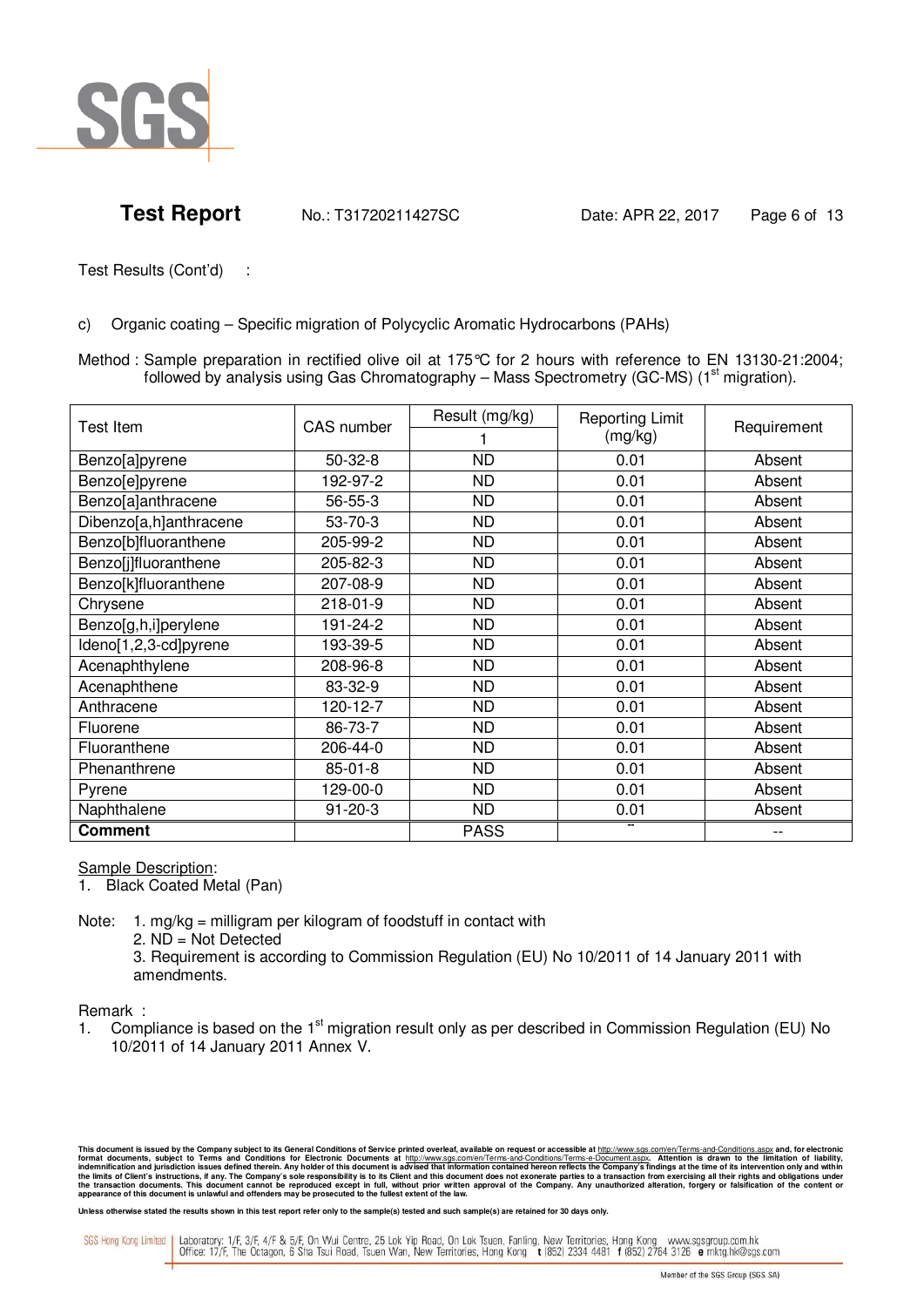Test Results (Cont'd) :

c) Organic coating – Specific migration of Polycyclic Aromatic Hydrocarbons (PAHs)

Method : Sample preparation in rectified olive oil at 175℃ for 2 hours with reference to EN 13130-21:2004; followed by analysis using Gas Chromatography – Mass Spectrometry (GC-MS) (1st migration).

| Test Item | CAS number | Result (mg/kg) | Reporting Limit (mg/kg) | Requirement |
|---|---|---|---|---|
| | | 1 | | |
| Benzo[a]pyrene | 50-32-8 | ND | 0.01 | Absent |
| Benzo[e]pyrene | 192-97-2 | ND | 0.01 | Absent |
| Benzo[a]anthracene | 56-55-3 | ND | 0.01 | Absent |
| Dibenzo[a,h]anthracene | 53-70-3 | ND | 0.01 | Absent |
| Benzo[b]fluoranthene | 205-99-2 | ND | 0.01 | Absent |
| Benzo[j]fluoranthene | 205-82-3 | ND | 0.01 | Absent |
| Benzo[k]fluoranthene | 207-08-9 | ND | 0.01 | Absent |
| Chrysene | 218-01-9 | ND | 0.01 | Absent |
| Benzo[g,h,i]perylene | 191-24-2 | ND | 0.01 | Absent |
| Ideno[1,2,3-cd]pyrene | 193-39-5 | ND | 0.01 | Absent |
| Acenaphthylene | 208-96-8 | ND | 0.01 | Absent |
| Acenaphthene | 83-32-9 | ND | 0.01 | Absent |
| Anthracene | 120-12-7 | ND | 0.01 | Absent |
| Fluorene | 86-73-7 | ND | 0.01 | Absent |
| Fluoranthene | 206-44-0 | ND | 0.01 | Absent |
| Phenanthrene | 85-01-8 | ND | 0.01 | Absent |
| Pyrene | 129-00-0 | ND | 0.01 | Absent |
| Naphthalene | 91-20-3 | ND | 0.01 | Absent |
| **Comment** | | PASS | -- | -- |

Sample Description:

1. Black Coated Metal (Pan)

Note:
1. mg/kg = milligram per kilogram of foodstuff in contact with
2. ND = Not Detected
3. Requirement is according to Commission Regulation (EU) No 10/2011 of 14 January 2011 with amendments.

Remark :

1. Compliance is based on the 1st migration result only as per described in Commission Regulation (EU) No 10/2011 of 14 January 2011 Annex V.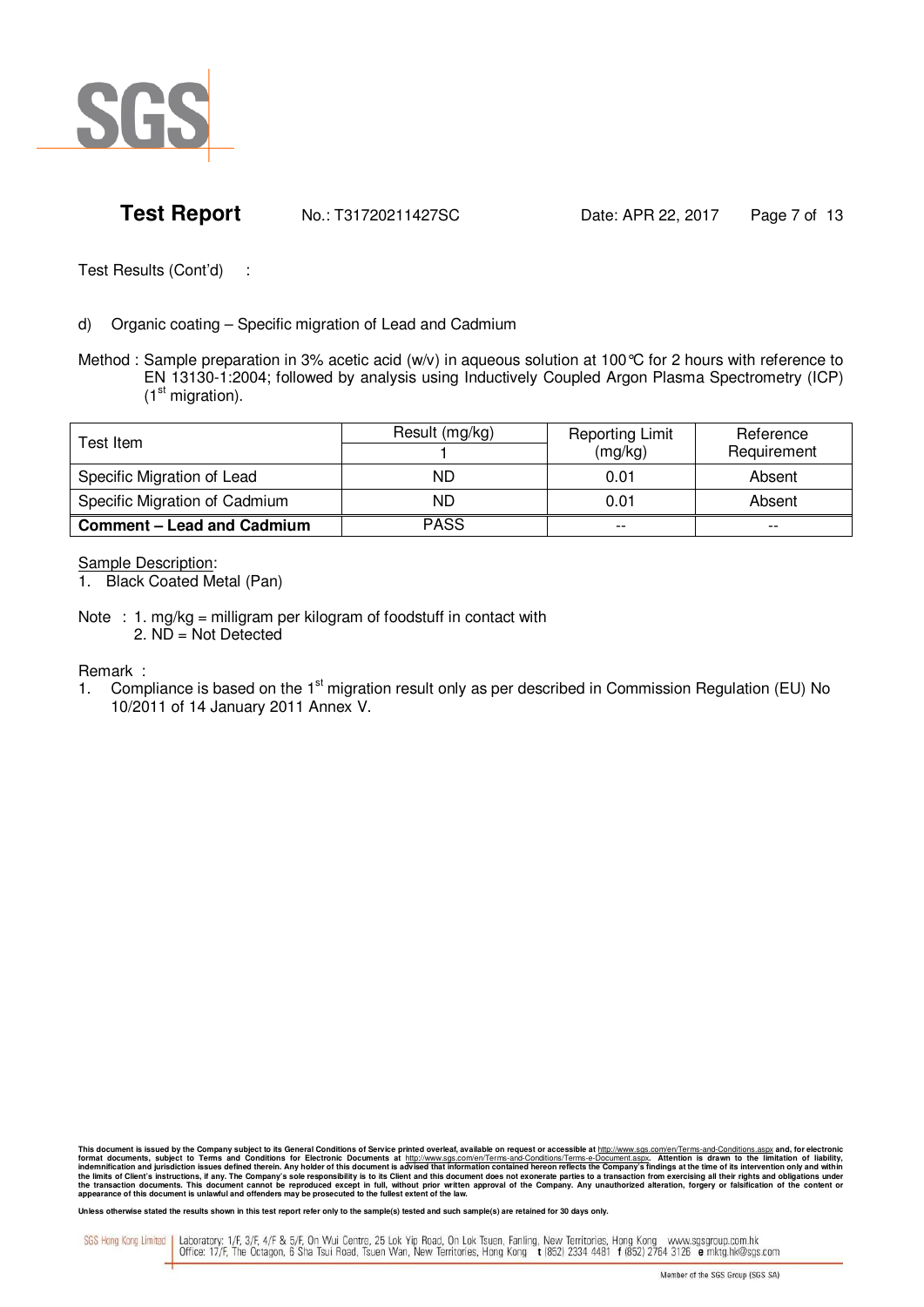**Test Report** No.: T31720211427SC Date: APR 22, 2017

Test Results (Cont'd) :

d) Organic coating – Specific migration of Lead and Cadmium

Method : Sample preparation in 3% acetic acid (w/v) in aqueous solution at 100℃ for 2 hours with reference to EN 13130-1:2004; followed by analysis using Inductively Coupled Argon Plasma Spectrometry (ICP) (1st migration).

| Test Item | Result (mg/kg) | Reporting Limit (mg/kg) | Reference Requirement |
|---|---|---|---|
| | 1 | | |
| Specific Migration of Lead | ND | 0.01 | Absent |
| Specific Migration of Cadmium | ND | 0.01 | Absent |
| **Comment – Lead and Cadmium** | PASS | -- | -- |

Sample Description:
1. Black Coated Metal (Pan)

Note : 1. mg/kg = milligram per kilogram of foodstuff in contact with
2. ND = Not Detected

Remark :
1. Compliance is based on the 1st migration result only as per described in Commission Regulation (EU) No 10/2011 of 14 January 2011 Annex V.

This document is issued by the Company subject to its General Conditions of Service printed overleaf, available on request or accessible at http://www.sgs.com/en/Terms-and-Conditions.aspx and, for electronic format documents, subject to Terms and Conditions for Electronic Documents at http://www.sgs.com/en/Terms-and-Conditions/Terms-e-Document.aspx. Attention is drawn to the limitation of liability, indemnification and jurisdiction issues defined therein. Any holder of this document is advised that information contained hereon reflects the Company's findings at the time of its intervention only and within the limits of Client's instructions, if any. The Company's sole responsibility is to its Client and this document does not exonerate parties to a transaction from exercising all their rights and obligations under the transaction documents. This document cannot be reproduced except in full, without prior written approval of the Company. Any unauthorized alteration, forgery or falsification of the content or appearance of this document is unlawful and offenders may be prosecuted to the fullest extent of the law.

Unless otherwise stated the results shown in this test report refer only to the sample(s) tested and such sample(s) are retained for 30 days only.

SGS Hong Kong Limited | Laboratory: 1/F, 3/F, 4/F & 5/F, On Wui Centre, 25 Lok Yip Road, On Lok Tsuen, Fanling, New Territories, Hong Kong www.sgsgroup.com.hk
Office: 17/F, The Octagon, 6 Sha Tsui Road, Tsuen Wan, New Territories, Hong Kong t (852) 2334 4481 f (852) 2764 3126 e mktg.hk@sgs.com

Member of the SGS Group (SGS SA)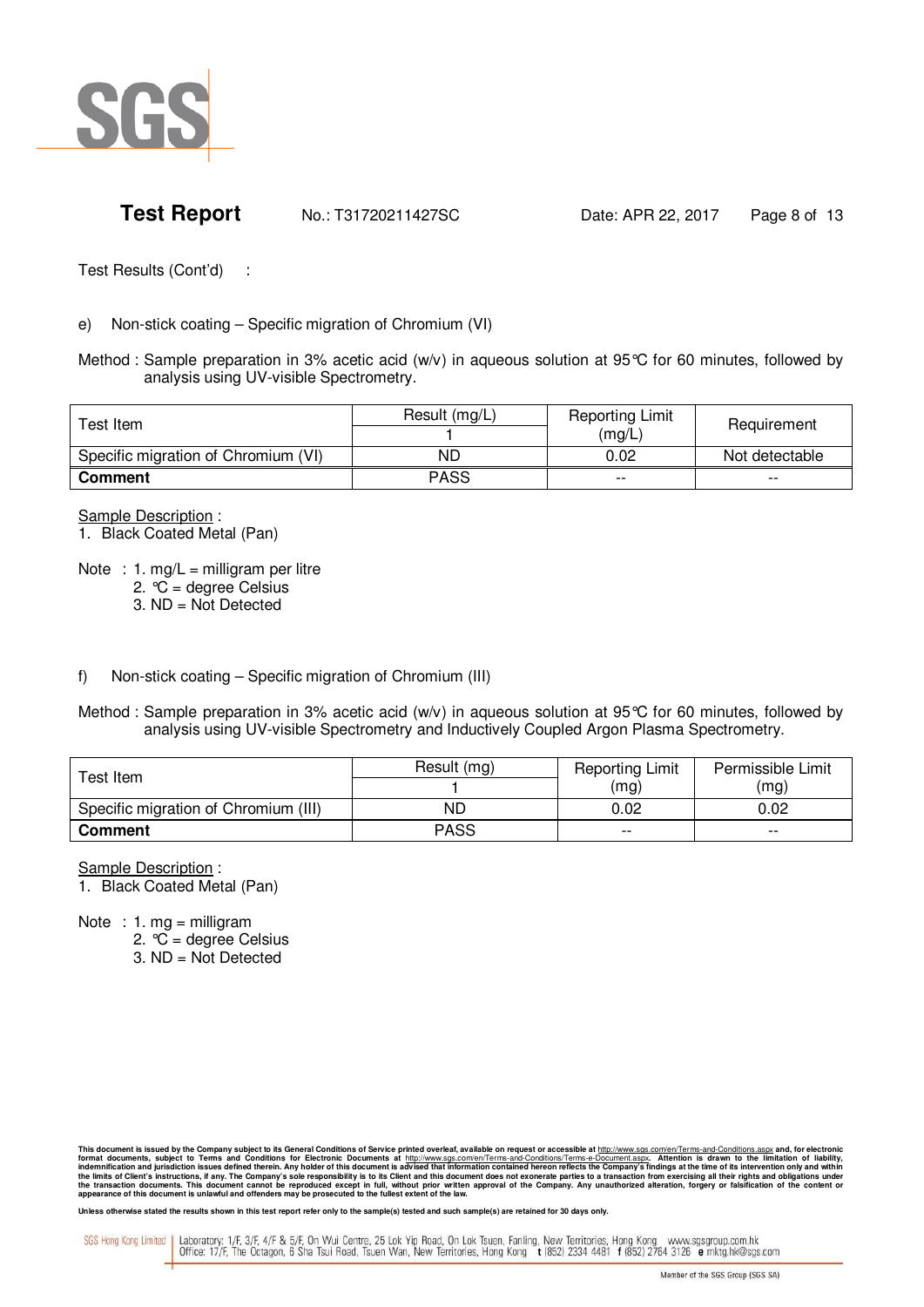Test Results (Cont'd) :

e) Non-stick coating – Specific migration of Chromium (VI)

Method : Sample preparation in 3% acetic acid (w/v) in aqueous solution at 95℃ for 60 minutes, followed by analysis using UV-visible Spectrometry.

| Test Item | Result (mg/L) | Reporting Limit (mg/L) | Requirement |
|---|---|---|---|
| | 1 | | |
| Specific migration of Chromium (VI) | ND | 0.02 | Not detectable |
| **Comment** | PASS | -- | -- |

Sample Description :
1. Black Coated Metal (Pan)

Note : 1. mg/L = milligram per litre
2. ℃ = degree Celsius
3. ND = Not Detected

f) Non-stick coating – Specific migration of Chromium (III)

Method : Sample preparation in 3% acetic acid (w/v) in aqueous solution at 95℃ for 60 minutes, followed by analysis using UV-visible Spectrometry and Inductively Coupled Argon Plasma Spectrometry.

| Test Item | Result (mg) | Reporting Limit (mg) | Permissible Limit (mg) |
|---|---|---|---|
| | 1 | | |
| Specific migration of Chromium (III) | ND | 0.02 | 0.02 |
| **Comment** | PASS | -- | -- |

Sample Description :
1. Black Coated Metal (Pan)

Note : 1. mg = milligram
2. ℃ = degree Celsius
3. ND = Not Detected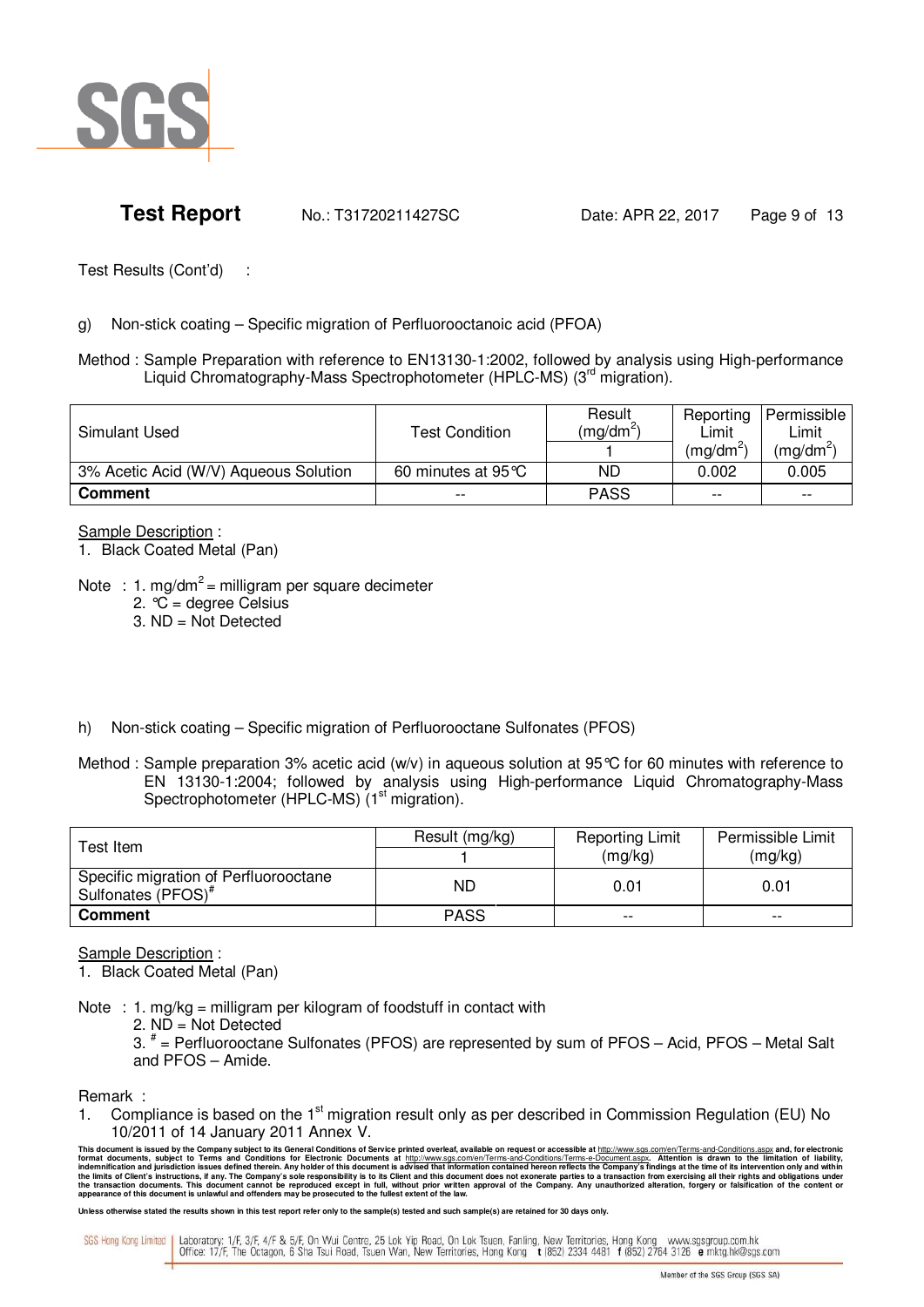Test Results (Cont'd) :

g) Non-stick coating – Specific migration of Perfluorooctanoic acid (PFOA)

Method : Sample Preparation with reference to EN13130-1:2002, followed by analysis using High-performance Liquid Chromatography-Mass Spectrophotometer (HPLC-MS) (3rd migration).

| Simulant Used | Test Condition | Result ($mg/dm^2$) | Reporting Limit ($mg/dm^2$) | Permissible Limit ($mg/dm^2$) |
|---|---|---|---|---|
| | | 1 | | |
| 3% Acetic Acid (W/V) Aqueous Solution | 60 minutes at 95℃ | ND | 0.002 | 0.005 |
| **Comment** | -- | PASS | -- | -- |

Sample Description :
1. Black Coated Metal (Pan)

Note : 1. $mg/dm^2$ = milligram per square decimeter
2. ℃ = degree Celsius
3. ND = Not Detected

h) Non-stick coating – Specific migration of Perfluorooctane Sulfonates (PFOS)

Method : Sample preparation 3% acetic acid (w/v) in aqueous solution at 95℃ for 60 minutes with reference to EN 13130-1:2004; followed by analysis using High-performance Liquid Chromatography-Mass Spectrophotometer (HPLC-MS) (1st migration).

| Test Item | Result (mg/kg) | Reporting Limit (mg/kg) | Permissible Limit (mg/kg) |
|---|---|---|---|
| | 1 | | |
| Specific migration of Perfluorooctane Sulfonates (PFOS)# | ND | 0.01 | 0.01 |
| **Comment** | PASS | -- | -- |

Sample Description :
1. Black Coated Metal (Pan)

Note : 1. mg/kg = milligram per kilogram of foodstuff in contact with
2. ND = Not Detected
3. # = Perfluorooctane Sulfonates (PFOS) are represented by sum of PFOS – Acid, PFOS – Metal Salt and PFOS – Amide.

Remark :
1. Compliance is based on the 1st migration result only as per described in Commission Regulation (EU) No 10/2011 of 14 January 2011 Annex V.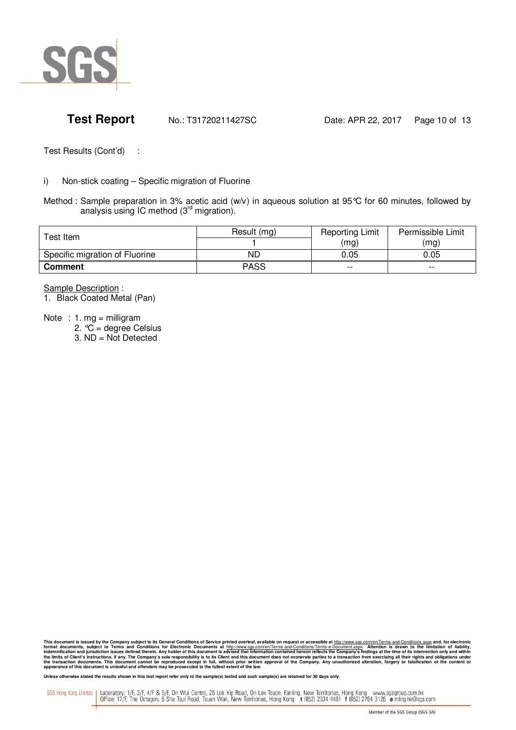Test Results (Cont'd) :

i) Non-stick coating – Specific migration of Fluorine

Method : Sample preparation in 3% acetic acid (w/v) in aqueous solution at 95℃ for 60 minutes, followed by analysis using IC method (3rd migration).

| Test Item | Result (mg) | Reporting Limit (mg) | Permissible Limit (mg) |
|---|---|---|---|
| | 1 | | |
| Specific migration of Fluorine | ND | 0.05 | 0.05 |
| **Comment** | PASS | -- | -- |

Sample Description :
1. Black Coated Metal (Pan)

Note : 1. mg = milligram
2. ℃ = degree Celsius
3. ND = Not Detected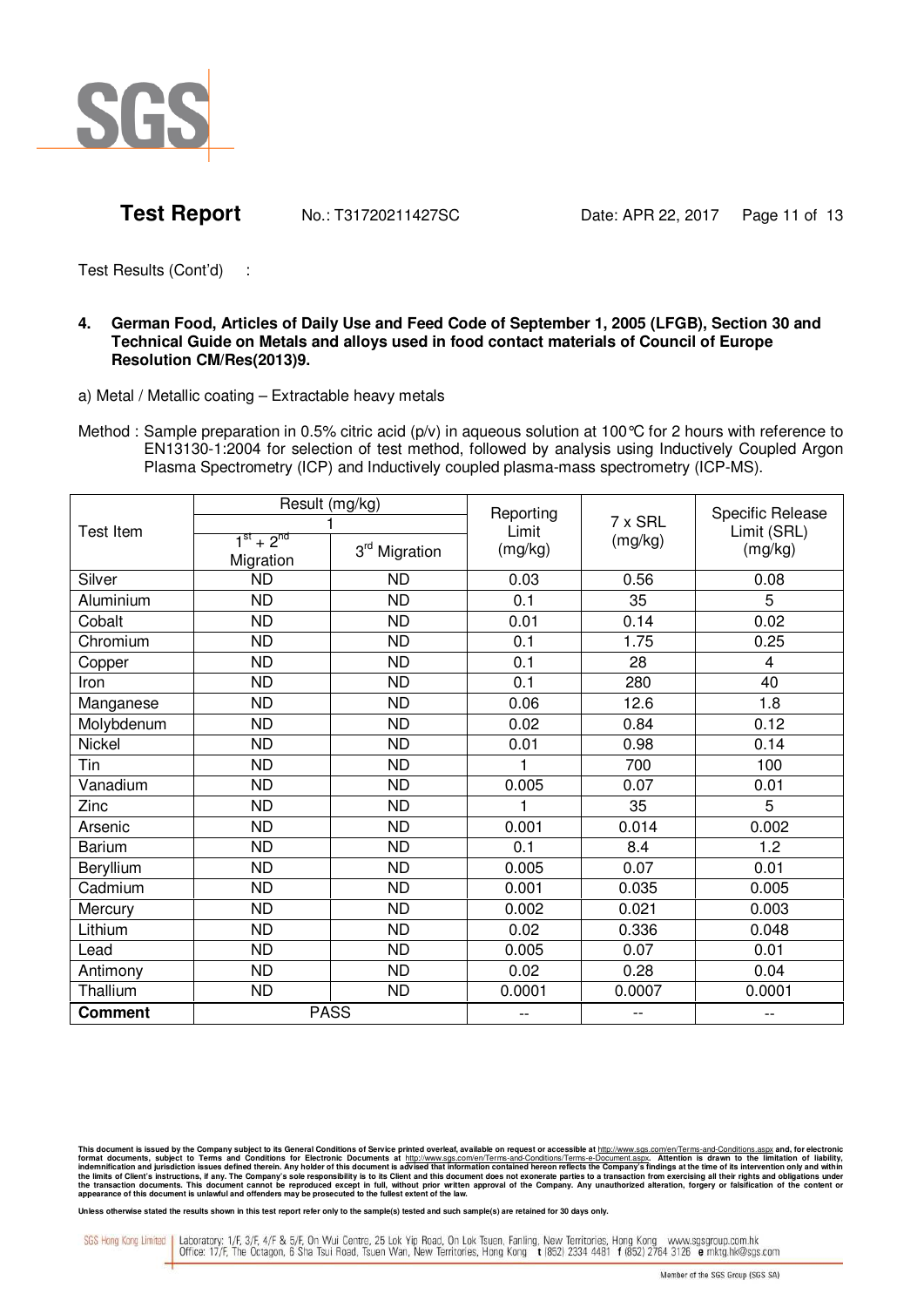**Test Report** No.: T31720211427SC Date: APR 22, 2017

Test Results (Cont'd) :

**4. German Food, Articles of Daily Use and Feed Code of September 1, 2005 (LFGB), Section 30 and Technical Guide on Metals and alloys used in food contact materials of Council of Europe Resolution CM/Res(2013)9.**

a) Metal / Metallic coating – Extractable heavy metals

Method : Sample preparation in 0.5% citric acid (p/v) in aqueous solution at 100℃ for 2 hours with reference to EN13130-1:2004 for selection of test method, followed by analysis using Inductively Coupled Argon Plasma Spectrometry (ICP) and Inductively coupled plasma-mass spectrometry (ICP-MS).

| Test Item | Result (mg/kg) | | Reporting Limit (mg/kg) | 7 x SRL (mg/kg) | Specific Release Limit (SRL) (mg/kg) |
|---|---|---|---|---|---|
| | 1 | | | | |
| | 1st + 2nd Migration | 3rd Migration | | | |
| Silver | ND | ND | 0.03 | 0.56 | 0.08 |
| Aluminium | ND | ND | 0.1 | 35 | 5 |
| Cobalt | ND | ND | 0.01 | 0.14 | 0.02 |
| Chromium | ND | ND | 0.1 | 1.75 | 0.25 |
| Copper | ND | ND | 0.1 | 28 | 4 |
| Iron | ND | ND | 0.1 | 280 | 40 |
| Manganese | ND | ND | 0.06 | 12.6 | 1.8 |
| Molybdenum | ND | ND | 0.02 | 0.84 | 0.12 |
| Nickel | ND | ND | 0.01 | 0.98 | 0.14 |
| Tin | ND | ND | 1 | 700 | 100 |
| Vanadium | ND | ND | 0.005 | 0.07 | 0.01 |
| Zinc | ND | ND | 1 | 35 | 5 |
| Arsenic | ND | ND | 0.001 | 0.014 | 0.002 |
| Barium | ND | ND | 0.1 | 8.4 | 1.2 |
| Beryllium | ND | ND | 0.005 | 0.07 | 0.01 |
| Cadmium | ND | ND | 0.001 | 0.035 | 0.005 |
| Mercury | ND | ND | 0.002 | 0.021 | 0.003 |
| Lithium | ND | ND | 0.02 | 0.336 | 0.048 |
| Lead | ND | ND | 0.005 | 0.07 | 0.01 |
| Antimony | ND | ND | 0.02 | 0.28 | 0.04 |
| Thallium | ND | ND | 0.0001 | 0.0007 | 0.0001 |
| **Comment** | PASS | | -- | -- | -- |

This document is issued by the Company subject to its General Conditions of Service printed overleaf, available on request or accessible at http://www.sgs.com/en/Terms-and-Conditions.aspx and, for electronic format documents, subject to Terms and Conditions for Electronic Documents at http://www.sgs.com/en/Terms-and-Conditions/Terms-e-Document.aspx. Attention is drawn to the limitation of liability, indemnification and jurisdiction issues defined therein. Any holder of this document is advised that information contained hereon reflects the Company's findings at the time of its intervention only and within the limits of Client's instructions, if any. The Company's sole responsibility is to its Client and this document does not exonerate parties to a transaction from exercising all their rights and obligations under the transaction documents. This document cannot be reproduced except in full, without prior written approval of the Company. Any unauthorized alteration, forgery or falsification of the content or appearance of this document is unlawful and offenders may be prosecuted to the fullest extent of the law.

**Unless otherwise stated the results shown in this test report refer only to the sample(s) tested and such sample(s) are retained for 30 days only.**

SGS Hong Kong Limited | Laboratory: 1/F, 3/F, 4/F & 5/F, On Wui Centre, 25 Lok Yip Road, On Lok Tsuen, Fanling, New Territories, Hong Kong www.sgsgroup.com.hk
Office: 17/F, The Octagon, 6 Sha Tsui Road, Tsuen Wan, New Territories, Hong Kong t (852) 2334 4481 f (852) 2764 3126 e mktg.hk@sgs.com

Member of the SGS Group (SGS SA)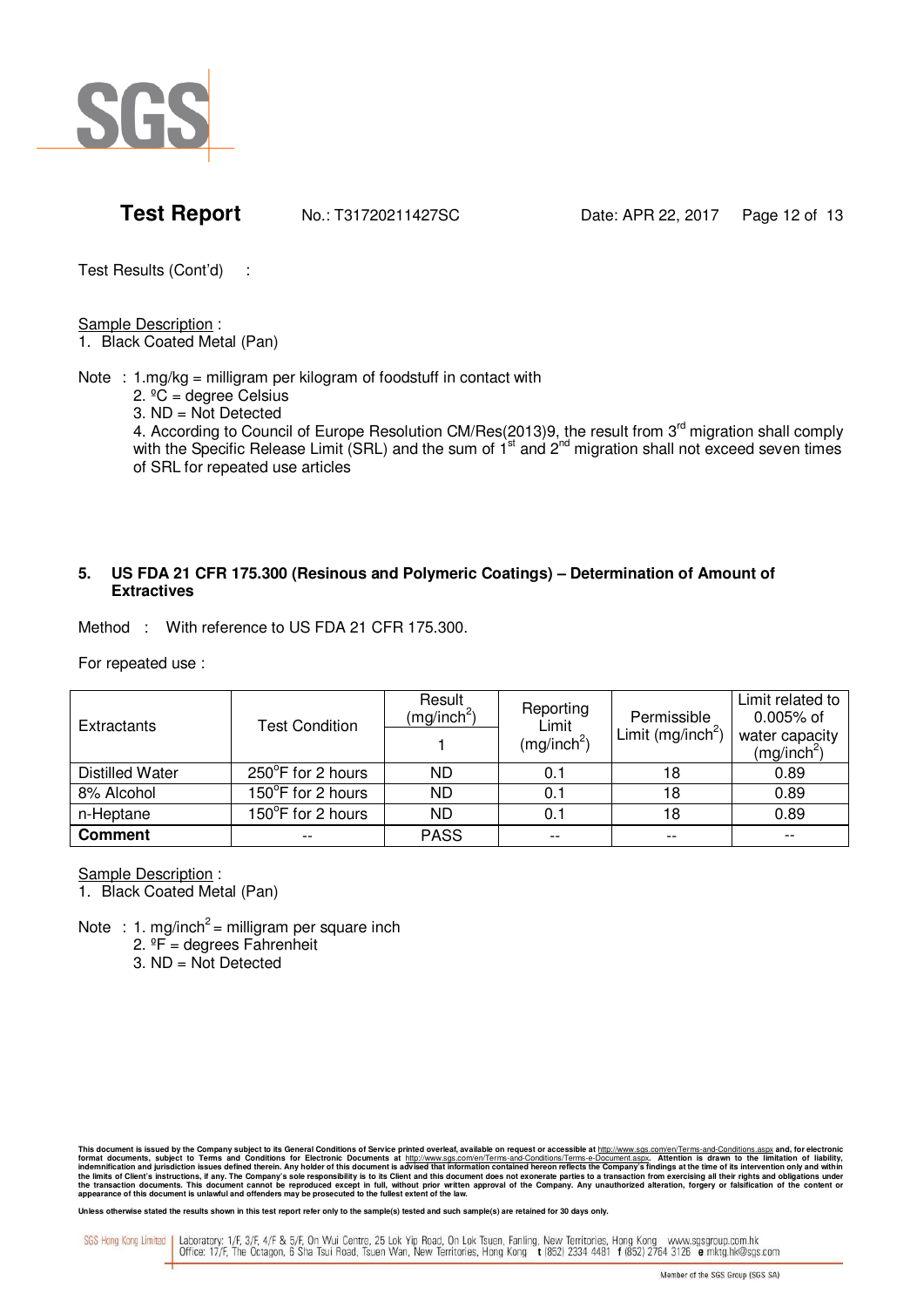Test Results (Cont'd) :

Sample Description :
1. Black Coated Metal (Pan)

Note : 1. mg/kg = milligram per kilogram of foodstuff in contact with
2. ºC = degree Celsius
3. ND = Not Detected
4. According to Council of Europe Resolution CM/Res(2013)9, the result from 3rd migration shall comply with the Specific Release Limit (SRL) and the sum of 1st and 2nd migration shall not exceed seven times of SRL for repeated use articles

### 5. US FDA 21 CFR 175.300 (Resinous and Polymeric Coatings) – Determination of Amount of Extractives

Method : With reference to US FDA 21 CFR 175.300.

For repeated use :

| Extractants | Test Condition | Result ($mg/inch^2$) | Reporting Limit ($mg/inch^2$) | Permissible Limit ($mg/inch^2$) | Limit related to 0.005% of water capacity ($mg/inch^2$) |
|---|---|---|---|---|---|
| | | 1 | | | |
| Distilled Water | 250°F for 2 hours | ND | 0.1 | 18 | 0.89 |
| 8% Alcohol | 150°F for 2 hours | ND | 0.1 | 18 | 0.89 |
| n-Heptane | 150°F for 2 hours | ND | 0.1 | 18 | 0.89 |
| **Comment** | -- | PASS | -- | -- | -- |

Sample Description :
1. Black Coated Metal (Pan)

Note : 1. $mg/inch^2$ = milligram per square inch
2. ºF = degrees Fahrenheit
3. ND = Not Detected

This document is issued by the Company subject to its General Conditions of Service printed overleaf, available on request or accessible at http://www.sgs.com/en/Terms-and-Conditions.aspx and, for electronic format documents, subject to Terms and Conditions for Electronic Documents at http://www.sgs.com/en/Terms-and-Conditions/Terms-e-Document.aspx. Attention is drawn to the limitation of liability, indemnification and jurisdiction issues defined therein. Any holder of this document is advised that information contained hereon reflects the Company's findings at the time of its intervention only and within the limits of Client's instructions, if any. The Company's sole responsibility is to its Client and this document does not exonerate parties to a transaction from exercising all their rights and obligations under the transaction documents. This document cannot be reproduced except in full, without prior written approval of the Company. Any unauthorized alteration, forgery or falsification of the content or appearance of this document is unlawful and offenders may be prosecuted to the fullest extent of the law.

Unless otherwise stated the results shown in this test report refer only to the sample(s) tested and such sample(s) are retained for 30 days only.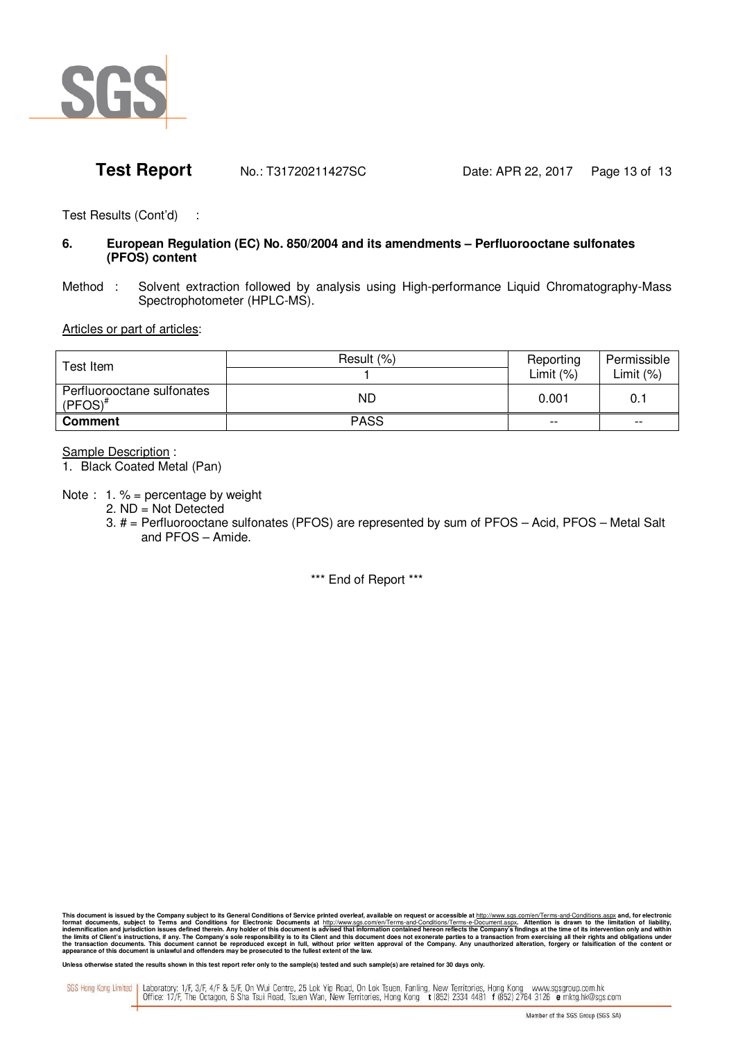**Test Report** No.: T31720211427SC Date: APR 22, 2017

Test Results (Cont'd) :

**6. European Regulation (EC) No. 850/2004 and its amendments – Perfluorooctane sulfonates (PFOS) content**

Method : Solvent extraction followed by analysis using High-performance Liquid Chromatography-Mass Spectrophotometer (HPLC-MS).

Articles or part of articles:

| Test Item | Result (%) | Reporting Limit (%) | Permissible Limit (%) |
|---|---|---|---|
| | 1 | | |
| Perfluorooctane sulfonates (PFOS)# | ND | 0.001 | 0.1 |
| **Comment** | PASS | -- | -- |

Sample Description :
1. Black Coated Metal (Pan)

Note : 1. % = percentage by weight
2. ND = Not Detected
3. # = Perfluorooctane sulfonates (PFOS) are represented by sum of PFOS – Acid, PFOS – Metal Salt and PFOS – Amide.

*** End of Report ***

**This document is issued by the Company subject to its General Conditions of Service printed overleaf, available on request or accessible at http://www.sgs.com/en/Terms-and-Conditions.aspx and, for electronic format documents, subject to Terms and Conditions for Electronic Documents at http://www.sgs.com/en/Terms-and-Conditions/Terms-e-Document.aspx. Attention is drawn to the limitation of liability, indemnification and jurisdiction issues defined therein. Any holder of this document is advised that information contained hereon reflects the Company's findings at the time of its intervention only and within the limits of Client's instructions, if any. The Company's sole responsibility is to its Client and this document does not exonerate parties to a transaction from exercising all their rights and obligations under the transaction documents. This document cannot be reproduced except in full, without prior written approval of the Company. Any unauthorized alteration, forgery or falsification of the content or appearance of this document is unlawful and offenders may be prosecuted to the fullest extent of the law.**

**Unless otherwise stated the results shown in this test report refer only to the sample(s) tested and such sample(s) are retained for 30 days only.**

SGS Hong Kong Limited | Laboratory: 1/F, 3/F, 4/F & 5/F, On Wui Centre, 25 Lok Yip Road, On Lok Tsuen, Fanling, New Territories, Hong Kong www.sgsgroup.com.hk
Office: 17/F, The Octagon, 6 Sha Tsui Road, Tsuen Wan, New Territories, Hong Kong t (852) 2334 4481 f (852) 2764 3126 e mktg.hk@sgs.com

Member of the SGS Group (SGS SA)